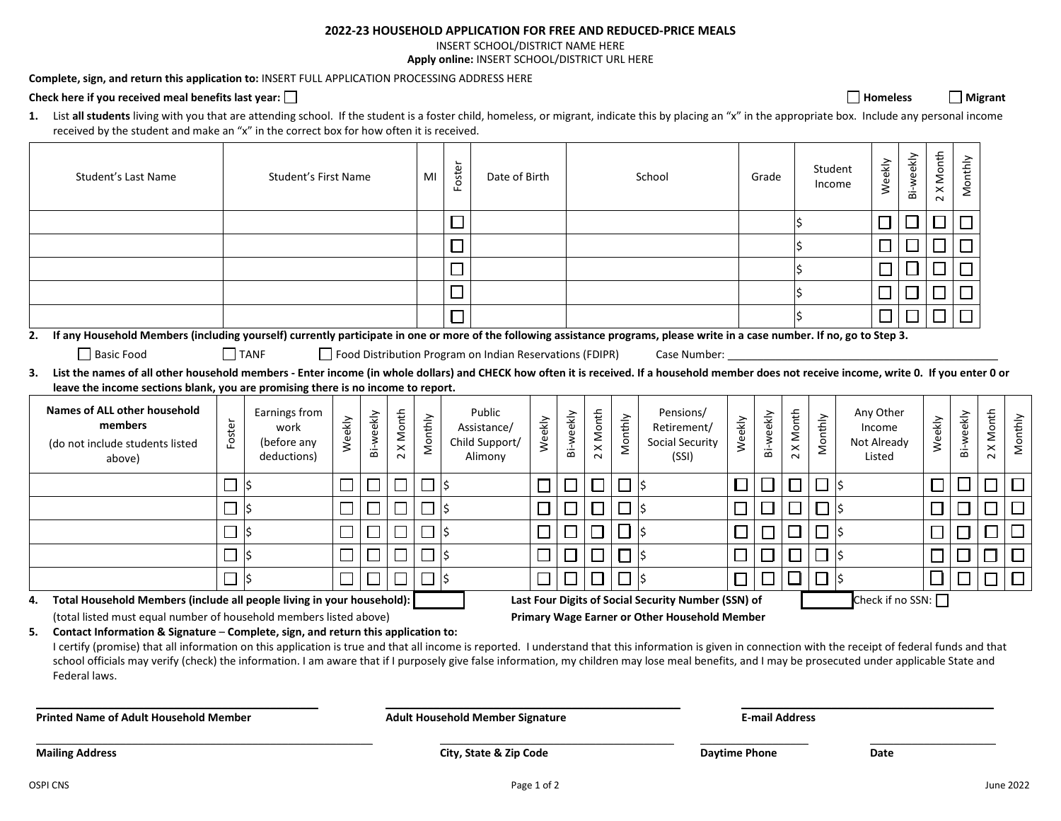# 2022-23 HOUSEHOLD APPLICATION FOR FREE AND REDUCED-PRICE MEALS

INSERT SCHOOL/DISTRICT NAME HERE

**Apply online:** INSERT SCHOOL/DISTRICT URL HERE

**Complete, sign, and return this application to:** INSERT FULL APPLICATION PROCESSING ADDRESS HERE

**Check here if you received meal benefits last year:** ☐ ☐ **Homeless** ☐ **Migrant**

**1.** List **all students** living with you that are attending school. If the student is a foster child, homeless, or migrant, indicate this by placing an "x" in the appropriate box. Include any personal income received by the student and make an "x" in the correct box for how often it is received.

| Student's Last Name | Student's First Name | MI | Foster | Date of Birth | School | Grade | Student Income | Weekly | Bi-weekly | 2 X Month | Monthly |
|---|---|---|---|---|---|---|---|---|---|---|---|
| | | | ☐ | | | | $ | ☐ | ☐ | ☐ | ☐ |
| | | | ☐ | | | | $ | ☐ | ☐ | ☐ | ☐ |
| | | | ☐ | | | | $ | ☐ | ☐ | ☐ | ☐ |
| | | | ☐ | | | | $ | ☐ | ☐ | ☐ | ☐ |
| | | | ☐ | | | | $ | ☐ | ☐ | ☐ | ☐ |

**2. If any Household Members (including yourself) currently participate in one or more of the following assistance programs, please write in a case number. If no, go to Step 3.**

☐ Basic Food ☐ TANF ☐ Food Distribution Program on Indian Reservations (FDIPR) Case Number: ______________________

**3. List the names of all other household members - Enter income (in whole dollars) and CHECK how often it is received. If a household member does not receive income, write 0. If you enter 0 or leave the income sections blank, you are promising there is no income to report.**

| Names of ALL other household members (do not include students listed above) | Foster | Earnings from work (before any deductions) | Weekly | Bi-weekly | 2 X Month | Monthly | Public Assistance/ Child Support/ Alimony | Weekly | Bi-weekly | 2 X Month | Monthly | Pensions/ Retirement/ Social Security (SSI) | Weekly | Bi-weekly | 2 X Month | Monthly | Any Other Income Not Already Listed | Weekly | Bi-weekly | 2 X Month | Monthly |
|---|---|---|---|---|---|---|---|---|---|---|---|---|---|---|---|---|---|---|---|---|---|
| | ☐ | $ | ☐ | ☐ | ☐ | ☐ | $ | ☐ | ☐ | ☐ | ☐ | $ | ☐ | ☐ | ☐ | ☐ | $ | ☐ | ☐ | ☐ | ☐ |
| | ☐ | $ | ☐ | ☐ | ☐ | ☐ | $ | ☐ | ☐ | ☐ | ☐ | $ | ☐ | ☐ | ☐ | ☐ | $ | ☐ | ☐ | ☐ | ☐ |
| | ☐ | $ | ☐ | ☐ | ☐ | ☐ | $ | ☐ | ☐ | ☐ | ☐ | $ | ☐ | ☐ | ☐ | ☐ | $ | ☐ | ☐ | ☐ | ☐ |
| | ☐ | $ | ☐ | ☐ | ☐ | ☐ | $ | ☐ | ☐ | ☐ | ☐ | $ | ☐ | ☐ | ☐ | ☐ | $ | ☐ | ☐ | ☐ | ☐ |
| | ☐ | $ | ☐ | ☐ | ☐ | ☐ | $ | ☐ | ☐ | ☐ | ☐ | $ | ☐ | ☐ | ☐ | ☐ | $ | ☐ | ☐ | ☐ | ☐ |

**4. Total Household Members (include all people living in your household):** ______
(total listed must equal number of household members listed above)

**Last Four Digits of Social Security Number (SSN) of Primary Wage Earner or Other Household Member** ______ Check if no SSN: ☐

**5. Contact Information & Signature – Complete, sign, and return this application to:**

I certify (promise) that all information on this application is true and that all income is reported. I understand that this information is given in connection with the receipt of federal funds and that school officials may verify (check) the information. I am aware that if I purposely give false information, my children may lose meal benefits, and I may be prosecuted under applicable State and Federal laws.

**Printed Name of Adult Household Member** ______________________ **Adult Household Member Signature** ______________________ **E-mail Address** ______________________

**Mailing Address** ______________________ **City, State & Zip Code** ______________________ **Daytime Phone** ______________ **Date** ______________

OSPI CNS June 2022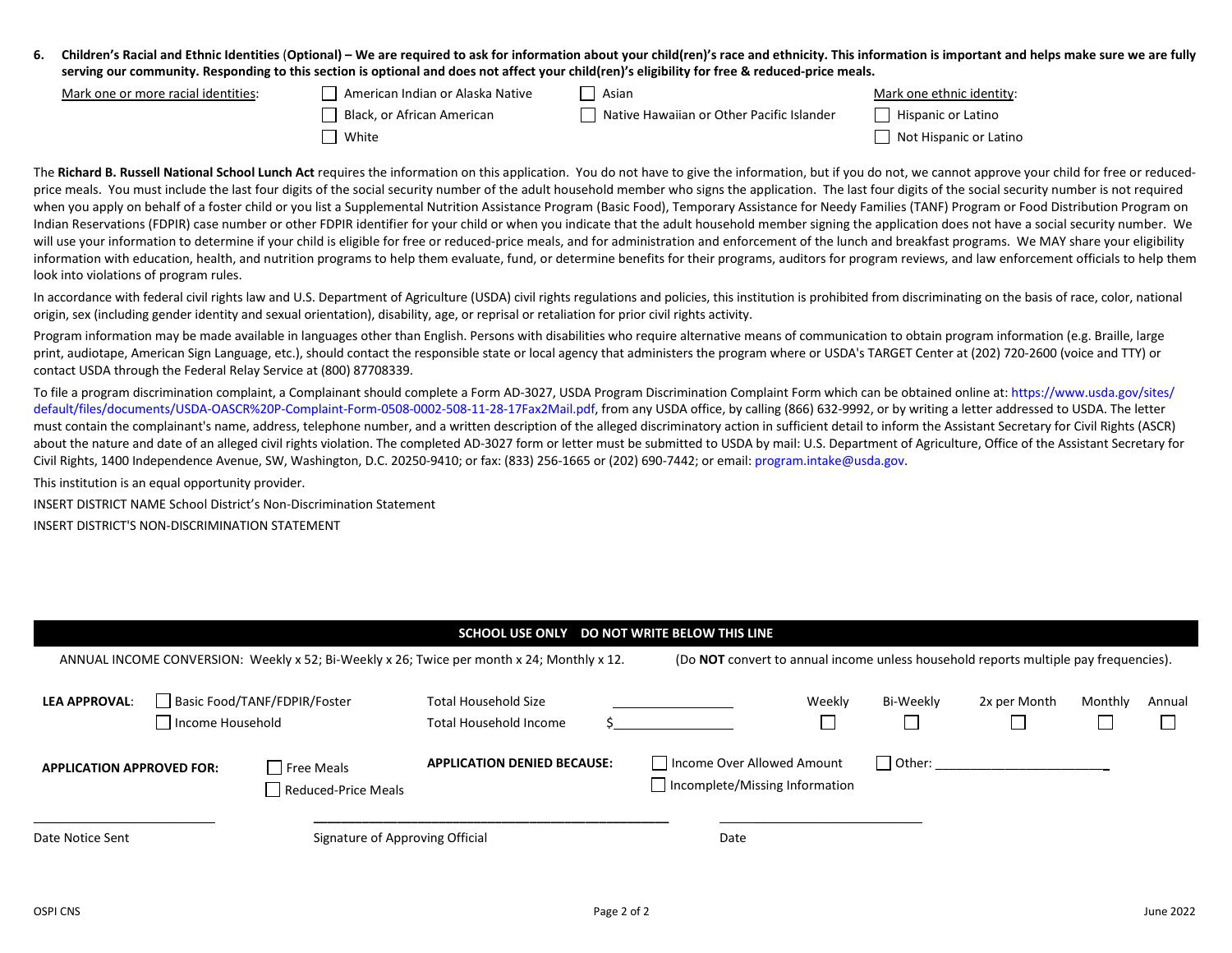**6. Children's Racial and Ethnic Identities (Optional) – We are required to ask for information about your child(ren)'s race and ethnicity. This information is important and helps make sure we are fully serving our community. Responding to this section is optional and does not affect your child(ren)'s eligibility for free & reduced-price meals.**

Mark one or more racial identities:

- ☐ American Indian or Alaska Native
- ☐ Asian
- ☐ Black, or African American
- ☐ Native Hawaiian or Other Pacific Islander
- ☐ White

Mark one ethnic identity:

- ☐ Hispanic or Latino
- ☐ Not Hispanic or Latino

The **Richard B. Russell National School Lunch Act** requires the information on this application. You do not have to give the information, but if you do not, we cannot approve your child for free or reduced-price meals. You must include the last four digits of the social security number of the adult household member who signs the application. The last four digits of the social security number is not required when you apply on behalf of a foster child or you list a Supplemental Nutrition Assistance Program (Basic Food), Temporary Assistance for Needy Families (TANF) Program or Food Distribution Program on Indian Reservations (FDPIR) case number or other FDPIR identifier for your child or when you indicate that the adult household member signing the application does not have a social security number. We will use your information to determine if your child is eligible for free or reduced-price meals, and for administration and enforcement of the lunch and breakfast programs. We MAY share your eligibility information with education, health, and nutrition programs to help them evaluate, fund, or determine benefits for their programs, auditors for program reviews, and law enforcement officials to help them look into violations of program rules.

In accordance with federal civil rights law and U.S. Department of Agriculture (USDA) civil rights regulations and policies, this institution is prohibited from discriminating on the basis of race, color, national origin, sex (including gender identity and sexual orientation), disability, age, or reprisal or retaliation for prior civil rights activity.

Program information may be made available in languages other than English. Persons with disabilities who require alternative means of communication to obtain program information (e.g. Braille, large print, audiotape, American Sign Language, etc.), should contact the responsible state or local agency that administers the program where or USDA's TARGET Center at (202) 720-2600 (voice and TTY) or contact USDA through the Federal Relay Service at (800) 87708339.

To file a program discrimination complaint, a Complainant should complete a Form AD-3027, USDA Program Discrimination Complaint Form which can be obtained online at: https://www.usda.gov/sites/default/files/documents/USDA-OASCR%20P-Complaint-Form-0508-0002-508-11-28-17Fax2Mail.pdf, from any USDA office, by calling (866) 632-9992, or by writing a letter addressed to USDA. The letter must contain the complainant's name, address, telephone number, and a written description of the alleged discriminatory action in sufficient detail to inform the Assistant Secretary for Civil Rights (ASCR) about the nature and date of an alleged civil rights violation. The completed AD-3027 form or letter must be submitted to USDA by mail: U.S. Department of Agriculture, Office of the Assistant Secretary for Civil Rights, 1400 Independence Avenue, SW, Washington, D.C. 20250-9410; or fax: (833) 256-1665 or (202) 690-7442; or email: program.intake@usda.gov.

This institution is an equal opportunity provider.

INSERT DISTRICT NAME School District's Non-Discrimination Statement

INSERT DISTRICT'S NON-DISCRIMINATION STATEMENT

**SCHOOL USE ONLY DO NOT WRITE BELOW THIS LINE**

ANNUAL INCOME CONVERSION: Weekly x 52; Bi-Weekly x 26; Twice per month x 24; Monthly x 12. (Do **NOT** convert to annual income unless household reports multiple pay frequencies).

**LEA APPROVAL**: ☐ Basic Food/TANF/FDPIR/Foster ☐ Income Household

Total Household Size ____________

Total Household Income $____________ ☐ Weekly ☐ Bi-Weekly ☐ 2x per Month ☐ Monthly ☐ Annual

**APPLICATION APPROVED FOR:** ☐ Free Meals ☐ Reduced-Price Meals

**APPLICATION DENIED BECAUSE:** ☐ Income Over Allowed Amount ☐ Incomplete/Missing Information ☐ Other: ____________________

____________________ Date Notice Sent

____________________ Signature of Approving Official

____________________ Date

OSPI CNS June 2022